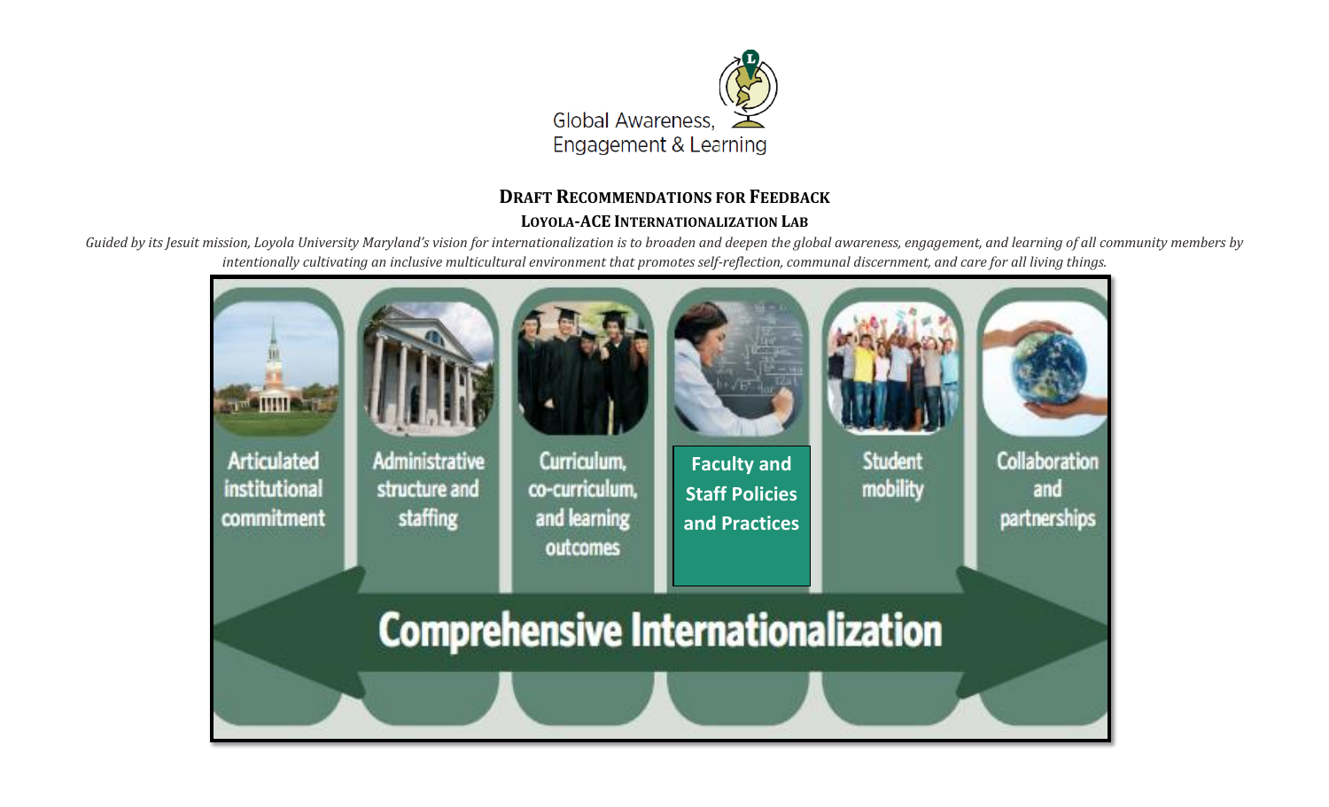Global Awareness, Engagement & Learning

## DRAFT RECOMMENDATIONS FOR FEEDBACK

### LOYOLA-ACE INTERNATIONALIZATION LAB

*Guided by its Jesuit mission, Loyola University Maryland's vision for internationalization is to broaden and deepen the global awareness, engagement, and learning of all community members by intentionally cultivating an inclusive multicultural environment that promotes self-reflection, communal discernment, and care for all living things.*

- Articulated institutional commitment
- Administrative structure and staffing
- Curriculum, co-curriculum, and learning outcomes
- **Faculty and Staff Policies and Practices**
- Student mobility
- Collaboration and partnerships

**Comprehensive Internationalization**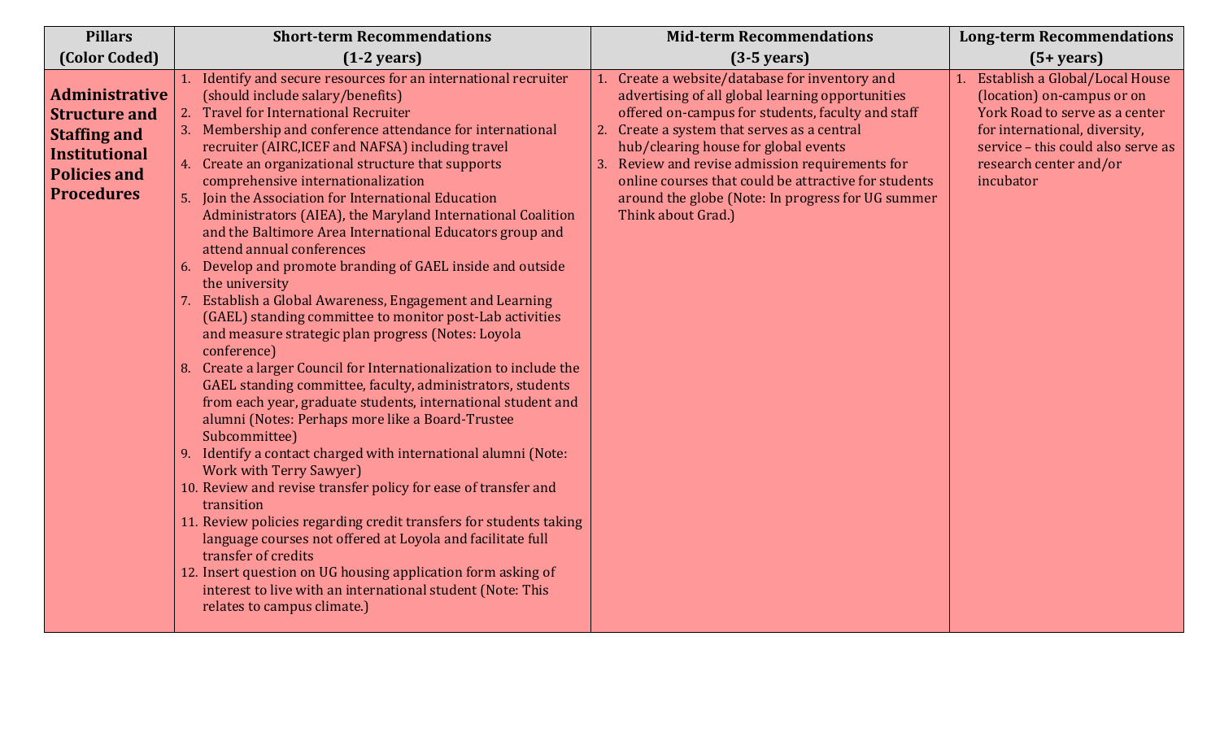| Pillars (Color Coded) | Short-term Recommendations (1-2 years) | Mid-term Recommendations (3-5 years) | Long-term Recommendations (5+ years) |
|---|---|---|---|
| **Administrative Structure and Staffing and Institutional Policies and Procedures** | 1. Identify and secure resources for an international recruiter (should include salary/benefits)<br>2. Travel for International Recruiter<br>3. Membership and conference attendance for international recruiter (AIRC,ICEF and NAFSA) including travel<br>4. Create an organizational structure that supports comprehensive internationalization<br>5. Join the Association for International Education Administrators (AIEA), the Maryland International Coalition and the Baltimore Area International Educators group and attend annual conferences<br>6. Develop and promote branding of GAEL inside and outside the university<br>7. Establish a Global Awareness, Engagement and Learning (GAEL) standing committee to monitor post-Lab activities and measure strategic plan progress (Notes: Loyola conference)<br>8. Create a larger Council for Internationalization to include the GAEL standing committee, faculty, administrators, students from each year, graduate students, international student and alumni (Notes: Perhaps more like a Board-Trustee Subcommittee)<br>9. Identify a contact charged with international alumni (Note: Work with Terry Sawyer)<br>10. Review and revise transfer policy for ease of transfer and transition<br>11. Review policies regarding credit transfers for students taking language courses not offered at Loyola and facilitate full transfer of credits<br>12. Insert question on UG housing application form asking of interest to live with an international student (Note: This relates to campus climate.) | 1. Create a website/database for inventory and advertising of all global learning opportunities offered on-campus for students, faculty and staff<br>2. Create a system that serves as a central hub/clearing house for global events<br>3. Review and revise admission requirements for online courses that could be attractive for students around the globe (Note: In progress for UG summer Think about Grad.) | 1. Establish a Global/Local House (location) on-campus or on York Road to serve as a center for international, diversity, service – this could also serve as research center and/or incubator |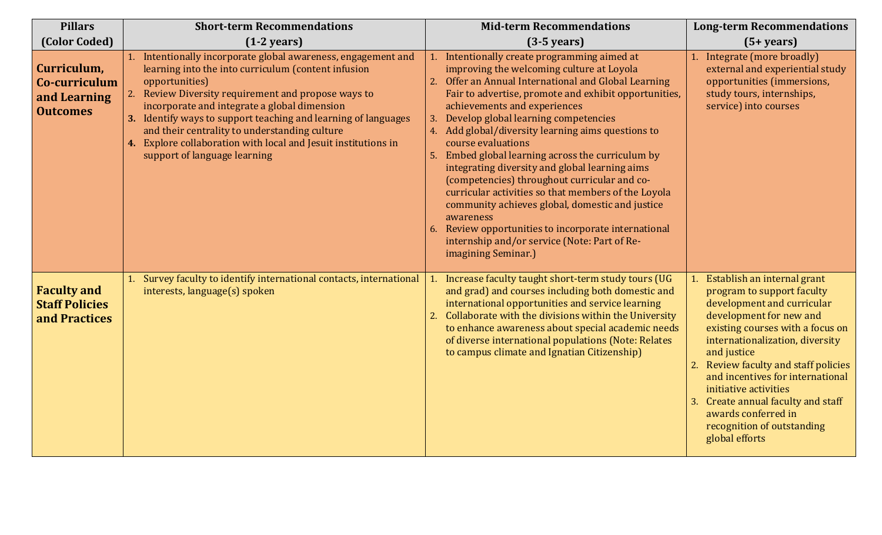| Pillars (Color Coded) | Short-term Recommendations (1-2 years) | Mid-term Recommendations (3-5 years) | Long-term Recommendations (5+ years) |
|---|---|---|---|
| **Curriculum, Co-curriculum and Learning Outcomes** | 1. Intentionally incorporate global awareness, engagement and learning into the into curriculum (content infusion opportunities)<br>2. Review Diversity requirement and propose ways to incorporate and integrate a global dimension<br>3. Identify ways to support teaching and learning of languages and their centrality to understanding culture<br>4. Explore collaboration with local and Jesuit institutions in support of language learning | 1. Intentionally create programming aimed at improving the welcoming culture at Loyola<br>2. Offer an Annual International and Global Learning Fair to advertise, promote and exhibit opportunities, achievements and experiences<br>3. Develop global learning competencies<br>4. Add global/diversity learning aims questions to course evaluations<br>5. Embed global learning across the curriculum by integrating diversity and global learning aims (competencies) throughout curricular and co-curricular activities so that members of the Loyola community achieves global, domestic and justice awareness<br>6. Review opportunities to incorporate international internship and/or service (Note: Part of Re-imagining Seminar.) | 1. Integrate (more broadly) external and experiential study opportunities (immersions, study tours, internships, service) into courses |
| **Faculty and Staff Policies and Practices** | 1. Survey faculty to identify international contacts, international interests, language(s) spoken | 1. Increase faculty taught short-term study tours (UG and grad) and courses including both domestic and international opportunities and service learning<br>2. Collaborate with the divisions within the University to enhance awareness about special academic needs of diverse international populations (Note: Relates to campus climate and Ignatian Citizenship) | 1. Establish an internal grant program to support faculty development and curricular development for new and existing courses with a focus on internationalization, diversity and justice<br>2. Review faculty and staff policies and incentives for international initiative activities<br>3. Create annual faculty and staff awards conferred in recognition of outstanding global efforts |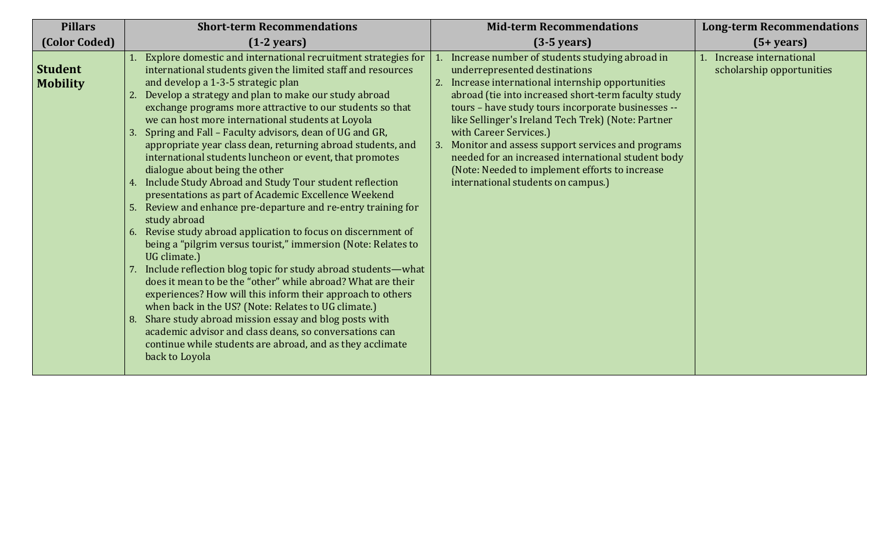| Pillars (Color Coded) | Short-term Recommendations (1-2 years) | Mid-term Recommendations (3-5 years) | Long-term Recommendations (5+ years) |
|---|---|---|---|
| **Student Mobility** | 1. Explore domestic and international recruitment strategies for international students given the limited staff and resources and develop a 1-3-5 strategic plan<br>2. Develop a strategy and plan to make our study abroad exchange programs more attractive to our students so that we can host more international students at Loyola<br>3. Spring and Fall – Faculty advisors, dean of UG and GR, appropriate year class dean, returning abroad students, and international students luncheon or event, that promotes dialogue about being the other<br>4. Include Study Abroad and Study Tour student reflection presentations as part of Academic Excellence Weekend<br>5. Review and enhance pre-departure and re-entry training for study abroad<br>6. Revise study abroad application to focus on discernment of being a "pilgrim versus tourist," immersion (Note: Relates to UG climate.)<br>7. Include reflection blog topic for study abroad students—what does it mean to be the "other" while abroad? What are their experiences? How will this inform their approach to others when back in the US? (Note: Relates to UG climate.)<br>8. Share study abroad mission essay and blog posts with academic advisor and class deans, so conversations can continue while students are abroad, and as they acclimate back to Loyola | 1. Increase number of students studying abroad in underrepresented destinations<br>2. Increase international internship opportunities abroad (tie into increased short-term faculty study tours – have study tours incorporate businesses -- like Sellinger's Ireland Tech Trek) (Note: Partner with Career Services.)<br>3. Monitor and assess support services and programs needed for an increased international student body (Note: Needed to implement efforts to increase international students on campus.) | 1. Increase international scholarship opportunities |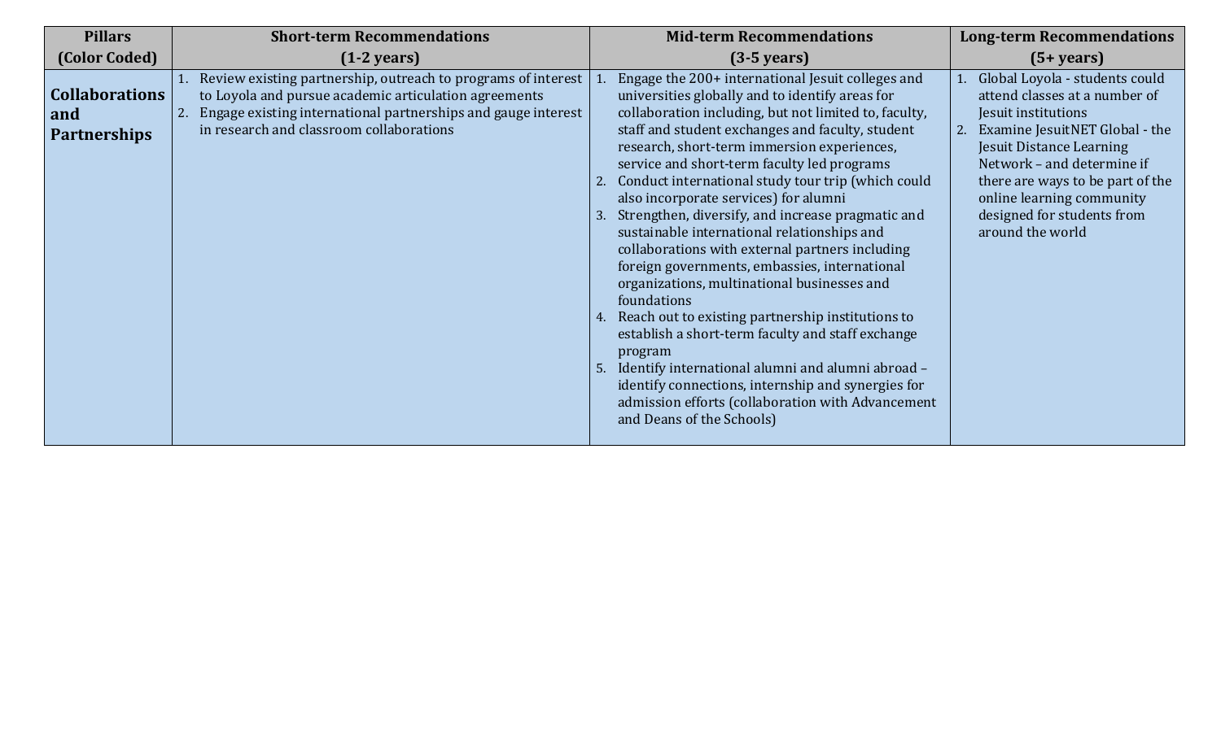| Pillars (Color Coded) | Short-term Recommendations (1-2 years) | Mid-term Recommendations (3-5 years) | Long-term Recommendations (5+ years) |
|---|---|---|---|
| **Collaborations and Partnerships** | 1. Review existing partnership, outreach to programs of interest to Loyola and pursue academic articulation agreements<br>2. Engage existing international partnerships and gauge interest in research and classroom collaborations | 1. Engage the 200+ international Jesuit colleges and universities globally and to identify areas for collaboration including, but not limited to, faculty, staff and student exchanges and faculty, student research, short-term immersion experiences, service and short-term faculty led programs<br>2. Conduct international study tour trip (which could also incorporate services) for alumni<br>3. Strengthen, diversify, and increase pragmatic and sustainable international relationships and collaborations with external partners including foreign governments, embassies, international organizations, multinational businesses and foundations<br>4. Reach out to existing partnership institutions to establish a short-term faculty and staff exchange program<br>5. Identify international alumni and alumni abroad – identify connections, internship and synergies for admission efforts (collaboration with Advancement and Deans of the Schools) | 1. Global Loyola - students could attend classes at a number of Jesuit institutions<br>2. Examine JesuitNET Global - the Jesuit Distance Learning Network – and determine if there are ways to be part of the online learning community designed for students from around the world |